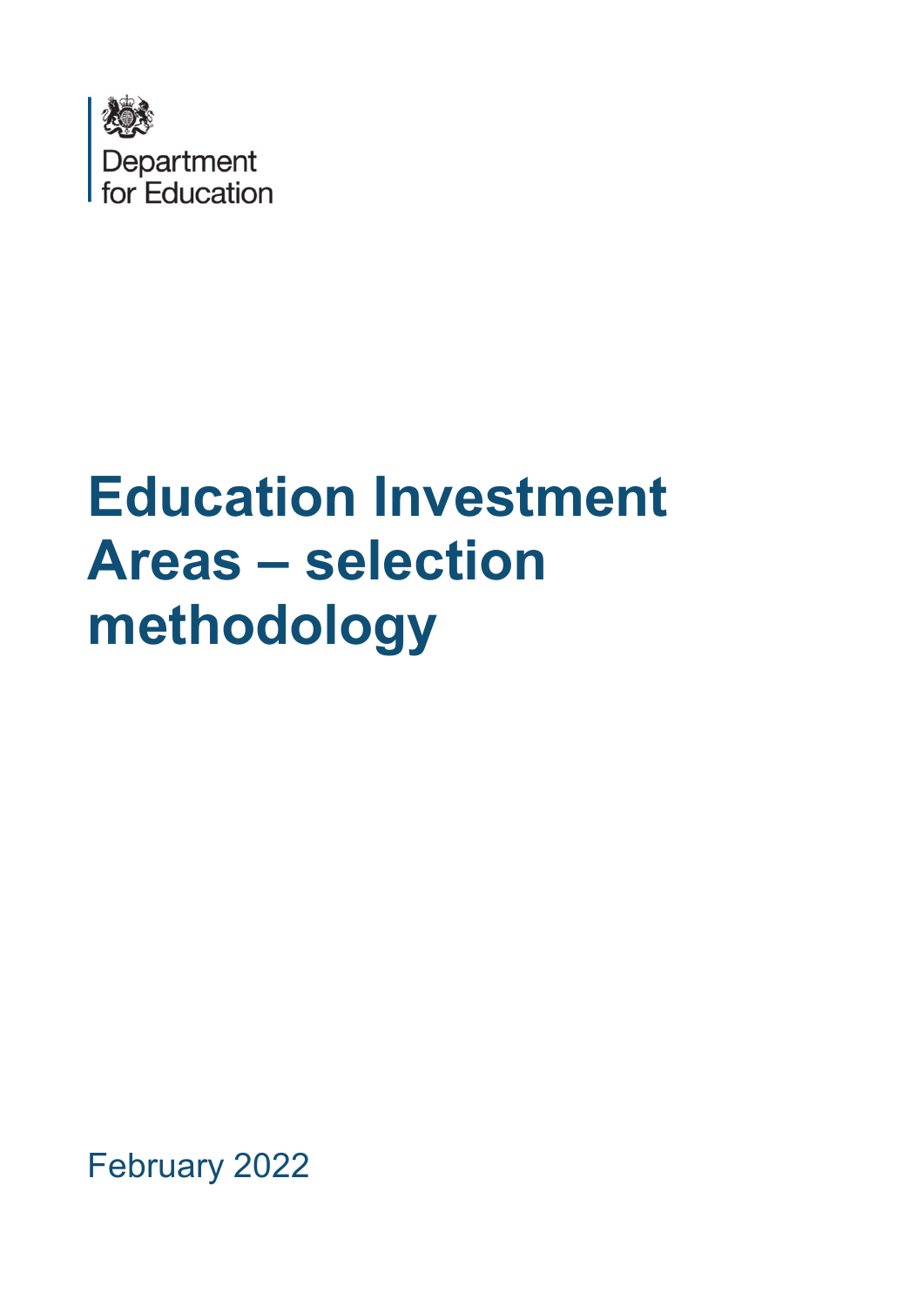Department for Education

# Education Investment Areas – selection methodology

February 2022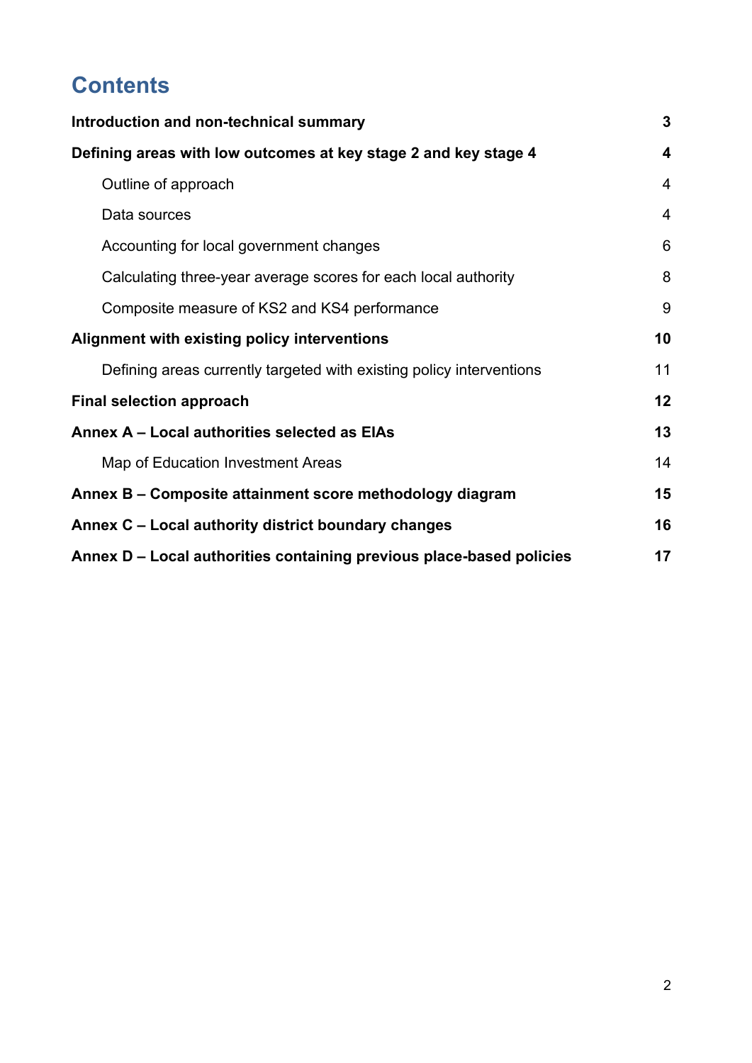# Contents

**Introduction and non-technical summary** 3

**Defining areas with low outcomes at key stage 2 and key stage 4** 4

- Outline of approach 4
- Data sources 4
- Accounting for local government changes 6
- Calculating three-year average scores for each local authority 8
- Composite measure of KS2 and KS4 performance 9

**Alignment with existing policy interventions** 10

- Defining areas currently targeted with existing policy interventions 11

**Final selection approach** 12

**Annex A – Local authorities selected as EIAs** 13

- Map of Education Investment Areas 14

**Annex B – Composite attainment score methodology diagram** 15

**Annex C – Local authority district boundary changes** 16

**Annex D – Local authorities containing previous place-based policies** 17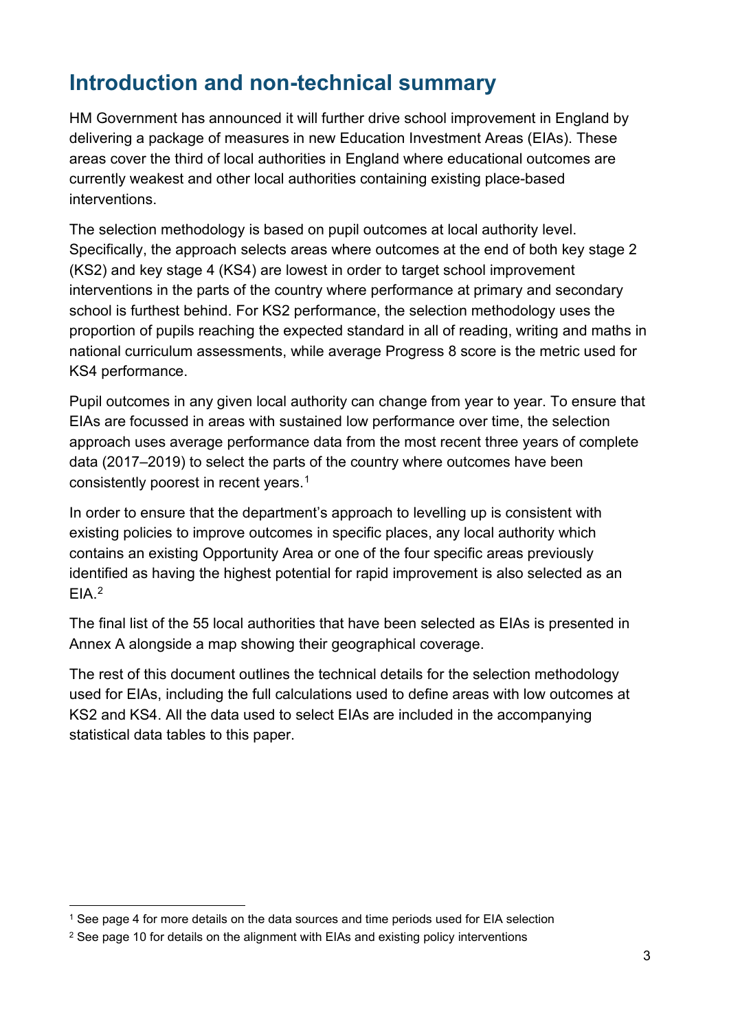# Introduction and non-technical summary

HM Government has announced it will further drive school improvement in England by delivering a package of measures in new Education Investment Areas (EIAs). These areas cover the third of local authorities in England where educational outcomes are currently weakest and other local authorities containing existing place-based interventions.

The selection methodology is based on pupil outcomes at local authority level. Specifically, the approach selects areas where outcomes at the end of both key stage 2 (KS2) and key stage 4 (KS4) are lowest in order to target school improvement interventions in the parts of the country where performance at primary and secondary school is furthest behind. For KS2 performance, the selection methodology uses the proportion of pupils reaching the expected standard in all of reading, writing and maths in national curriculum assessments, while average Progress 8 score is the metric used for KS4 performance.

Pupil outcomes in any given local authority can change from year to year. To ensure that EIAs are focussed in areas with sustained low performance over time, the selection approach uses average performance data from the most recent three years of complete data (2017–2019) to select the parts of the country where outcomes have been consistently poorest in recent years.[1]

In order to ensure that the department's approach to levelling up is consistent with existing policies to improve outcomes in specific places, any local authority which contains an existing Opportunity Area or one of the four specific areas previously identified as having the highest potential for rapid improvement is also selected as an EIA.[2]

The final list of the 55 local authorities that have been selected as EIAs is presented in Annex A alongside a map showing their geographical coverage.

The rest of this document outlines the technical details for the selection methodology used for EIAs, including the full calculations used to define areas with low outcomes at KS2 and KS4. All the data used to select EIAs are included in the accompanying statistical data tables to this paper.

[1] See page 4 for more details on the data sources and time periods used for EIA selection

[2] See page 10 for details on the alignment with EIAs and existing policy interventions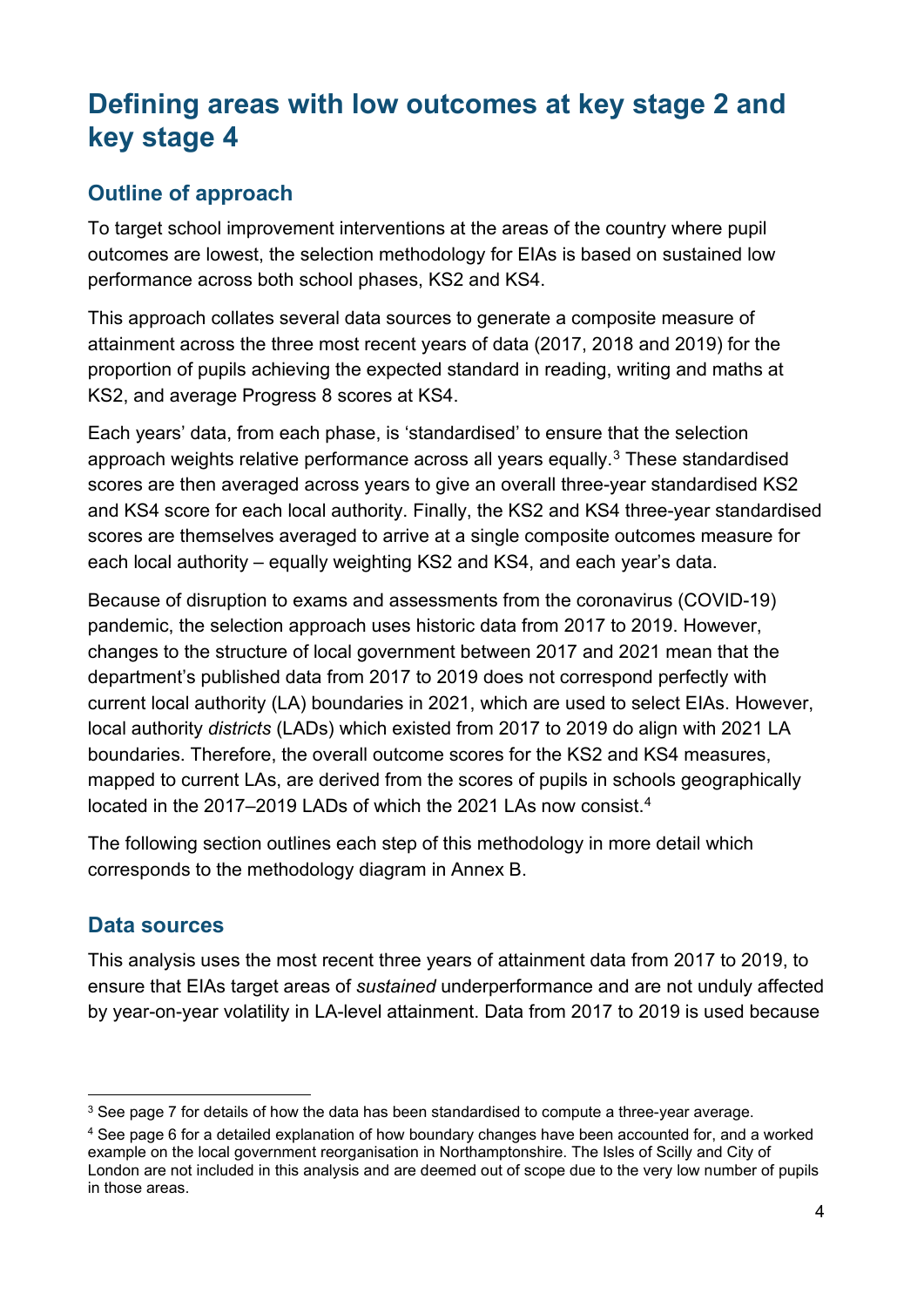# Defining areas with low outcomes at key stage 2 and key stage 4

## Outline of approach

To target school improvement interventions at the areas of the country where pupil outcomes are lowest, the selection methodology for EIAs is based on sustained low performance across both school phases, KS2 and KS4.

This approach collates several data sources to generate a composite measure of attainment across the three most recent years of data (2017, 2018 and 2019) for the proportion of pupils achieving the expected standard in reading, writing and maths at KS2, and average Progress 8 scores at KS4.

Each years' data, from each phase, is 'standardised' to ensure that the selection approach weights relative performance across all years equally.[3] These standardised scores are then averaged across years to give an overall three-year standardised KS2 and KS4 score for each local authority. Finally, the KS2 and KS4 three-year standardised scores are themselves averaged to arrive at a single composite outcomes measure for each local authority – equally weighting KS2 and KS4, and each year's data.

Because of disruption to exams and assessments from the coronavirus (COVID-19) pandemic, the selection approach uses historic data from 2017 to 2019. However, changes to the structure of local government between 2017 and 2021 mean that the department's published data from 2017 to 2019 does not correspond perfectly with current local authority (LA) boundaries in 2021, which are used to select EIAs. However, local authority *districts* (LADs) which existed from 2017 to 2019 do align with 2021 LA boundaries. Therefore, the overall outcome scores for the KS2 and KS4 measures, mapped to current LAs, are derived from the scores of pupils in schools geographically located in the 2017–2019 LADs of which the 2021 LAs now consist.[4]

The following section outlines each step of this methodology in more detail which corresponds to the methodology diagram in Annex B.

## Data sources

This analysis uses the most recent three years of attainment data from 2017 to 2019, to ensure that EIAs target areas of *sustained* underperformance and are not unduly affected by year-on-year volatility in LA-level attainment. Data from 2017 to 2019 is used because

---

[3] See page 7 for details of how the data has been standardised to compute a three-year average.

[4] See page 6 for a detailed explanation of how boundary changes have been accounted for, and a worked example on the local government reorganisation in Northamptonshire. The Isles of Scilly and City of London are not included in this analysis and are deemed out of scope due to the very low number of pupils in those areas.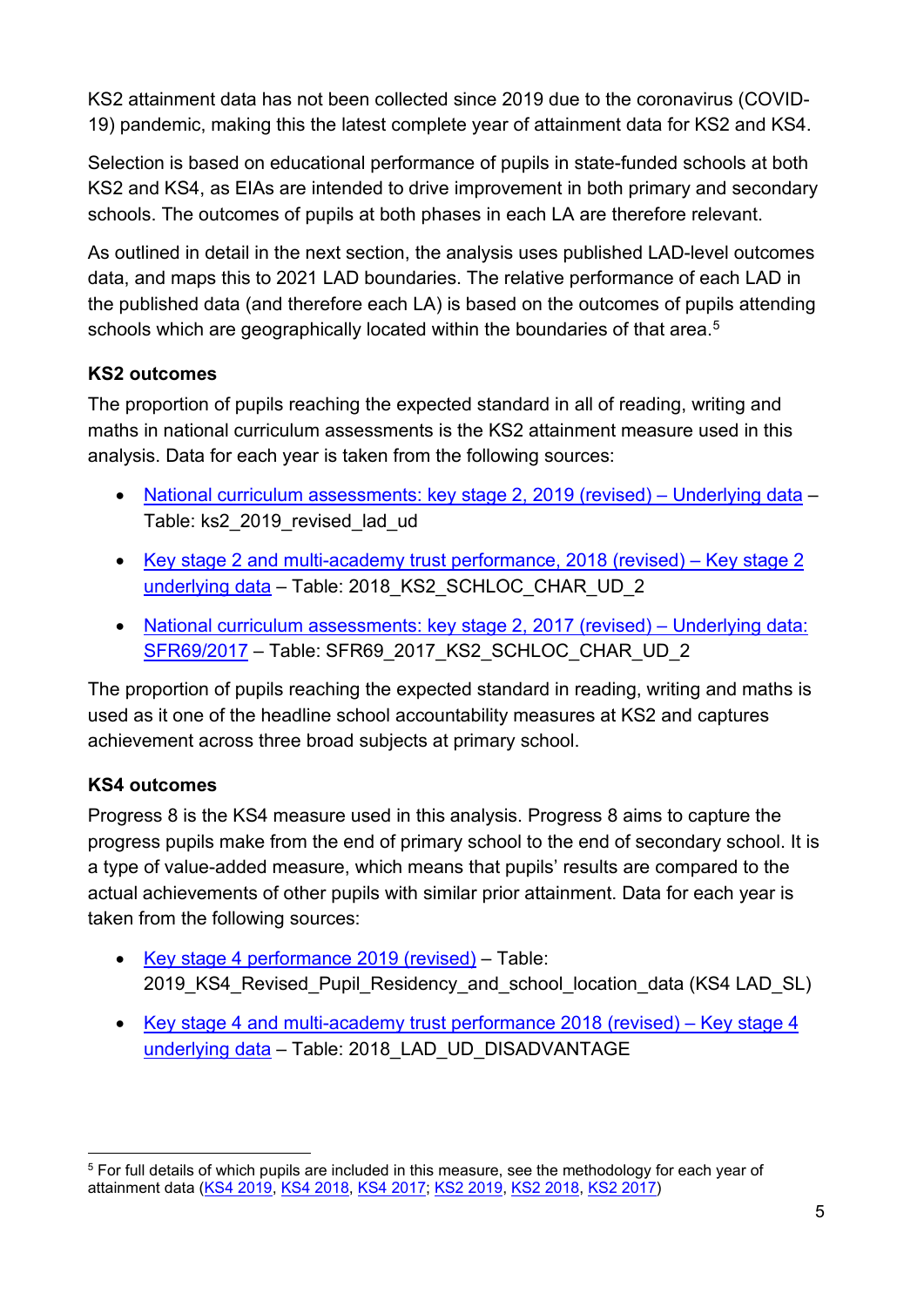KS2 attainment data has not been collected since 2019 due to the coronavirus (COVID-19) pandemic, making this the latest complete year of attainment data for KS2 and KS4.

Selection is based on educational performance of pupils in state-funded schools at both KS2 and KS4, as EIAs are intended to drive improvement in both primary and secondary schools. The outcomes of pupils at both phases in each LA are therefore relevant.

As outlined in detail in the next section, the analysis uses published LAD-level outcomes data, and maps this to 2021 LAD boundaries. The relative performance of each LAD in the published data (and therefore each LA) is based on the outcomes of pupils attending schools which are geographically located within the boundaries of that area.[5]

**KS2 outcomes**

The proportion of pupils reaching the expected standard in all of reading, writing and maths in national curriculum assessments is the KS2 attainment measure used in this analysis. Data for each year is taken from the following sources:

- National curriculum assessments: key stage 2, 2019 (revised) – Underlying data – Table: ks2_2019_revised_lad_ud
- Key stage 2 and multi-academy trust performance, 2018 (revised) – Key stage 2 underlying data – Table: 2018_KS2_SCHLOC_CHAR_UD_2
- National curriculum assessments: key stage 2, 2017 (revised) – Underlying data: SFR69/2017 – Table: SFR69_2017_KS2_SCHLOC_CHAR_UD_2

The proportion of pupils reaching the expected standard in reading, writing and maths is used as it one of the headline school accountability measures at KS2 and captures achievement across three broad subjects at primary school.

**KS4 outcomes**

Progress 8 is the KS4 measure used in this analysis. Progress 8 aims to capture the progress pupils make from the end of primary school to the end of secondary school. It is a type of value-added measure, which means that pupils' results are compared to the actual achievements of other pupils with similar prior attainment. Data for each year is taken from the following sources:

- Key stage 4 performance 2019 (revised) – Table: 2019_KS4_Revised_Pupil_Residency_and_school_location_data (KS4 LAD_SL)
- Key stage 4 and multi-academy trust performance 2018 (revised) – Key stage 4 underlying data – Table: 2018_LAD_UD_DISADVANTAGE

---

[5] For full details of which pupils are included in this measure, see the methodology for each year of attainment data (KS4 2019, KS4 2018, KS4 2017; KS2 2019, KS2 2018, KS2 2017)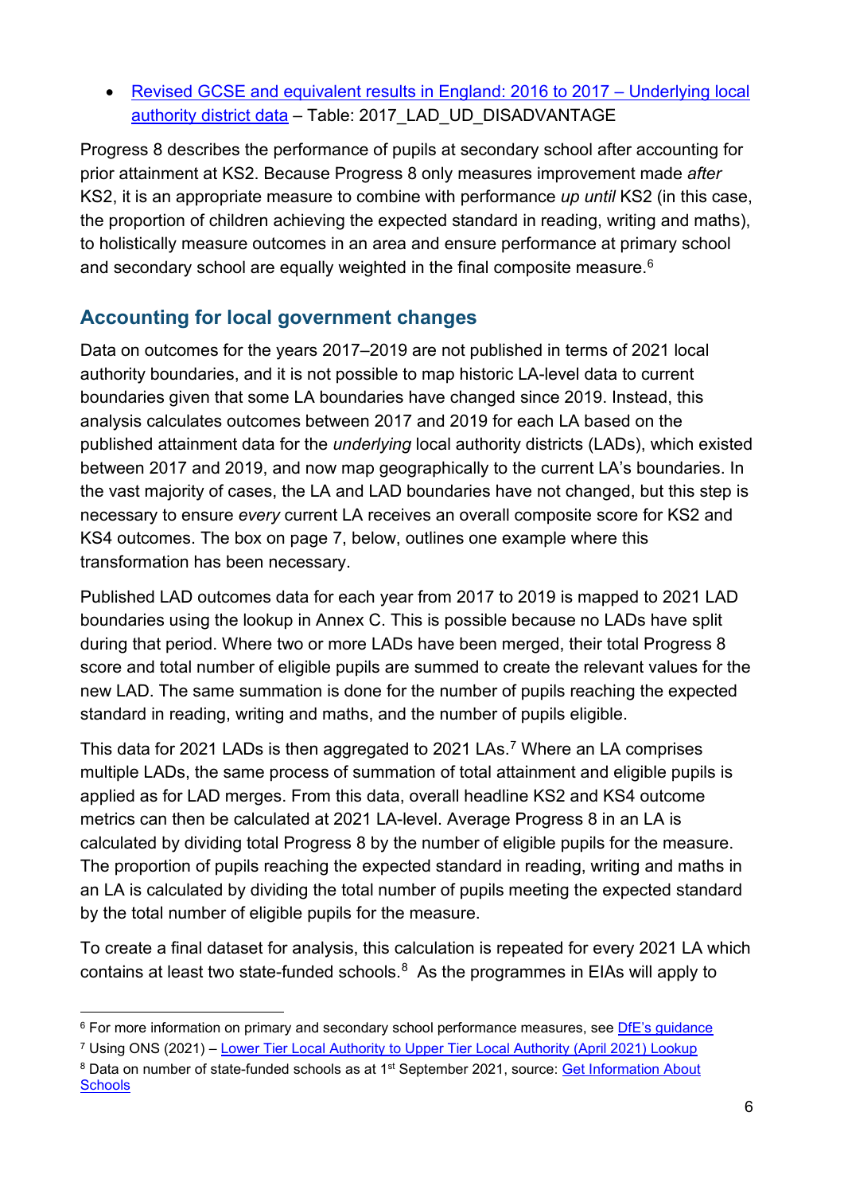- Revised GCSE and equivalent results in England: 2016 to 2017 – Underlying local authority district data – Table: 2017_LAD_UD_DISADVANTAGE

Progress 8 describes the performance of pupils at secondary school after accounting for prior attainment at KS2. Because Progress 8 only measures improvement made *after* KS2, it is an appropriate measure to combine with performance *up until* KS2 (in this case, the proportion of children achieving the expected standard in reading, writing and maths), to holistically measure outcomes in an area and ensure performance at primary school and secondary school are equally weighted in the final composite measure.[6]

## Accounting for local government changes

Data on outcomes for the years 2017–2019 are not published in terms of 2021 local authority boundaries, and it is not possible to map historic LA-level data to current boundaries given that some LA boundaries have changed since 2019. Instead, this analysis calculates outcomes between 2017 and 2019 for each LA based on the published attainment data for the *underlying* local authority districts (LADs), which existed between 2017 and 2019, and now map geographically to the current LA's boundaries. In the vast majority of cases, the LA and LAD boundaries have not changed, but this step is necessary to ensure *every* current LA receives an overall composite score for KS2 and KS4 outcomes. The box on page 7, below, outlines one example where this transformation has been necessary.

Published LAD outcomes data for each year from 2017 to 2019 is mapped to 2021 LAD boundaries using the lookup in Annex C. This is possible because no LADs have split during that period. Where two or more LADs have been merged, their total Progress 8 score and total number of eligible pupils are summed to create the relevant values for the new LAD. The same summation is done for the number of pupils reaching the expected standard in reading, writing and maths, and the number of pupils eligible.

This data for 2021 LADs is then aggregated to 2021 LAs.[7] Where an LA comprises multiple LADs, the same process of summation of total attainment and eligible pupils is applied as for LAD merges. From this data, overall headline KS2 and KS4 outcome metrics can then be calculated at 2021 LA-level. Average Progress 8 in an LA is calculated by dividing total Progress 8 by the number of eligible pupils for the measure. The proportion of pupils reaching the expected standard in reading, writing and maths in an LA is calculated by dividing the total number of pupils meeting the expected standard by the total number of eligible pupils for the measure.

To create a final dataset for analysis, this calculation is repeated for every 2021 LA which contains at least two state-funded schools.[8] As the programmes in EIAs will apply to

---

[6] For more information on primary and secondary school performance measures, see DfE's guidance

[7] Using ONS (2021) – Lower Tier Local Authority to Upper Tier Local Authority (April 2021) Lookup

[8] Data on number of state-funded schools as at 1st September 2021, source: Get Information About Schools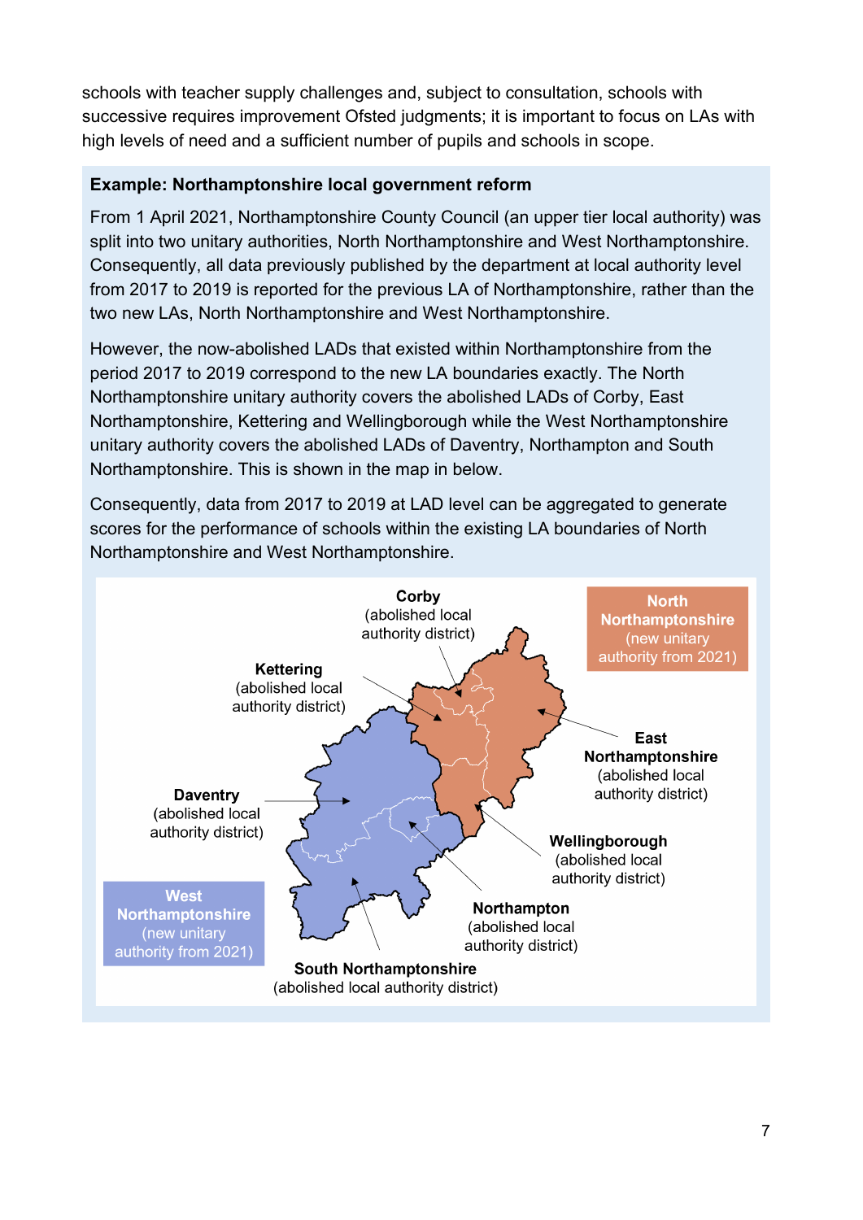schools with teacher supply challenges and, subject to consultation, schools with successive requires improvement Ofsted judgments; it is important to focus on LAs with high levels of need and a sufficient number of pupils and schools in scope.

**Example: Northamptonshire local government reform**

From 1 April 2021, Northamptonshire County Council (an upper tier local authority) was split into two unitary authorities, North Northamptonshire and West Northamptonshire. Consequently, all data previously published by the department at local authority level from 2017 to 2019 is reported for the previous LA of Northamptonshire, rather than the two new LAs, North Northamptonshire and West Northamptonshire.

However, the now-abolished LADs that existed within Northamptonshire from the period 2017 to 2019 correspond to the new LA boundaries exactly. The North Northamptonshire unitary authority covers the abolished LADs of Corby, East Northamptonshire, Kettering and Wellingborough while the West Northamptonshire unitary authority covers the abolished LADs of Daventry, Northampton and South Northamptonshire. This is shown in the map in below.

Consequently, data from 2017 to 2019 at LAD level can be aggregated to generate scores for the performance of schools within the existing LA boundaries of North Northamptonshire and West Northamptonshire.

**North Northamptonshire** (new unitary authority from 2021)

**Corby** (abolished local authority district)

**Kettering** (abolished local authority district)

**East Northamptonshire** (abolished local authority district)

**Wellingborough** (abolished local authority district)

**West Northamptonshire** (new unitary authority from 2021)

**Daventry** (abolished local authority district)

**Northampton** (abolished local authority district)

**South Northamptonshire** (abolished local authority district)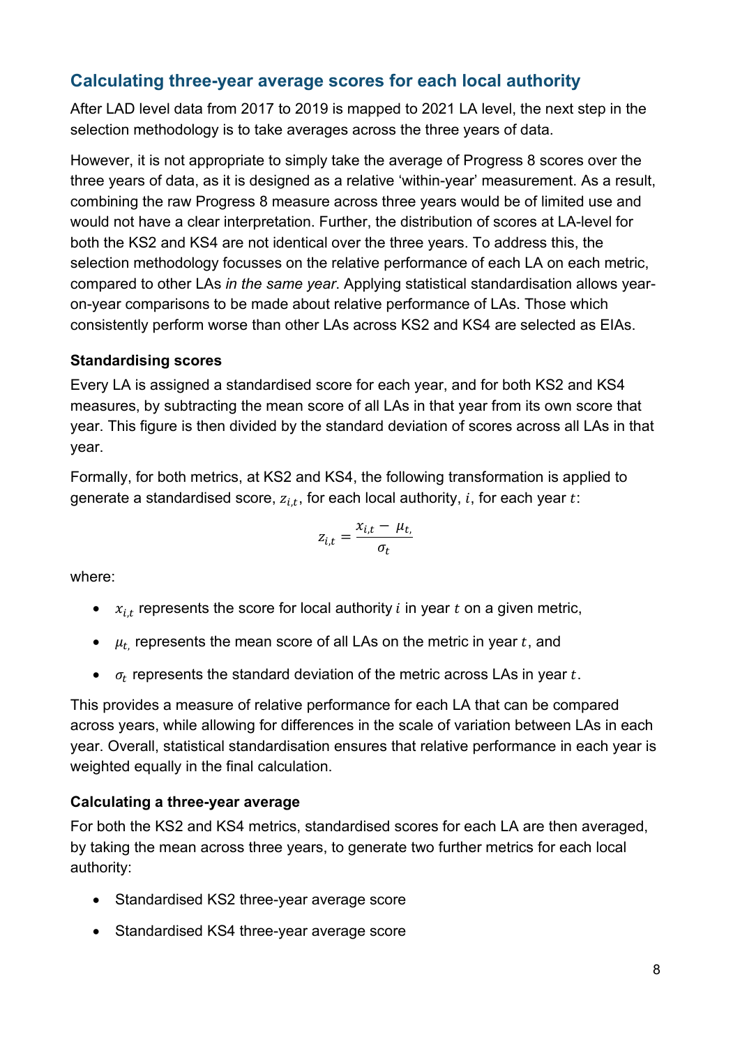## Calculating three-year average scores for each local authority

After LAD level data from 2017 to 2019 is mapped to 2021 LA level, the next step in the selection methodology is to take averages across the three years of data.

However, it is not appropriate to simply take the average of Progress 8 scores over the three years of data, as it is designed as a relative 'within-year' measurement. As a result, combining the raw Progress 8 measure across three years would be of limited use and would not have a clear interpretation. Further, the distribution of scores at LA-level for both the KS2 and KS4 are not identical over the three years. To address this, the selection methodology focusses on the relative performance of each LA on each metric, compared to other LAs *in the same year*. Applying statistical standardisation allows year-on-year comparisons to be made about relative performance of LAs. Those which consistently perform worse than other LAs across KS2 and KS4 are selected as EIAs.

### Standardising scores

Every LA is assigned a standardised score for each year, and for both KS2 and KS4 measures, by subtracting the mean score of all LAs in that year from its own score that year. This figure is then divided by the standard deviation of scores across all LAs in that year.

Formally, for both metrics, at KS2 and KS4, the following transformation is applied to generate a standardised score, $z_{i,t}$, for each local authority, $i$, for each year $t$:

$$z_{i,t} = \frac{x_{i,t} - \mu_{t,}}{\sigma_t}$$

where:

- $x_{i,t}$ represents the score for local authority $i$ in year $t$ on a given metric,
- $\mu_{t,}$ represents the mean score of all LAs on the metric in year $t$, and
- $\sigma_t$ represents the standard deviation of the metric across LAs in year $t$.

This provides a measure of relative performance for each LA that can be compared across years, while allowing for differences in the scale of variation between LAs in each year. Overall, statistical standardisation ensures that relative performance in each year is weighted equally in the final calculation.

### Calculating a three-year average

For both the KS2 and KS4 metrics, standardised scores for each LA are then averaged, by taking the mean across three years, to generate two further metrics for each local authority:

- Standardised KS2 three-year average score
- Standardised KS4 three-year average score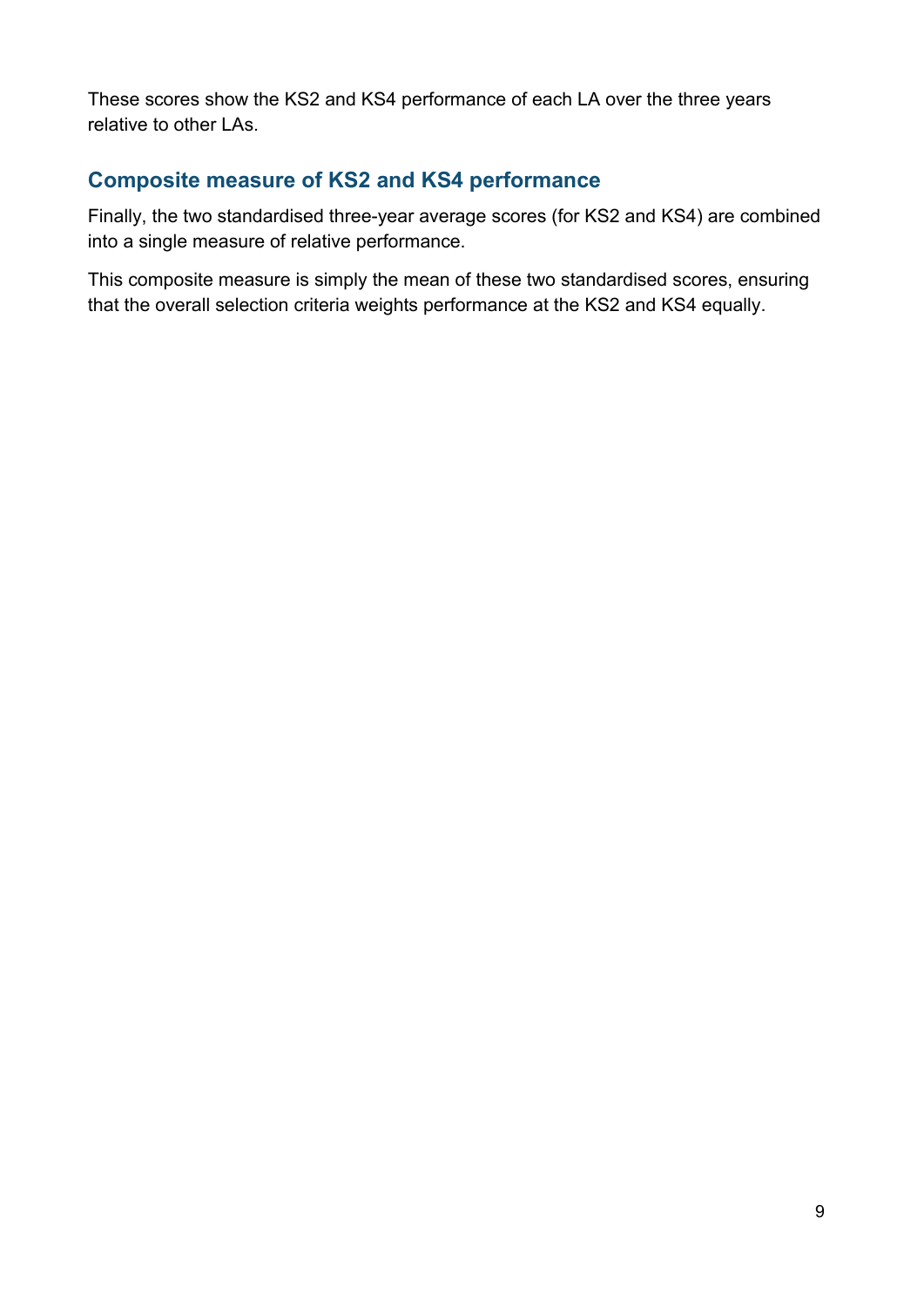These scores show the KS2 and KS4 performance of each LA over the three years relative to other LAs.

## Composite measure of KS2 and KS4 performance

Finally, the two standardised three-year average scores (for KS2 and KS4) are combined into a single measure of relative performance.

This composite measure is simply the mean of these two standardised scores, ensuring that the overall selection criteria weights performance at the KS2 and KS4 equally.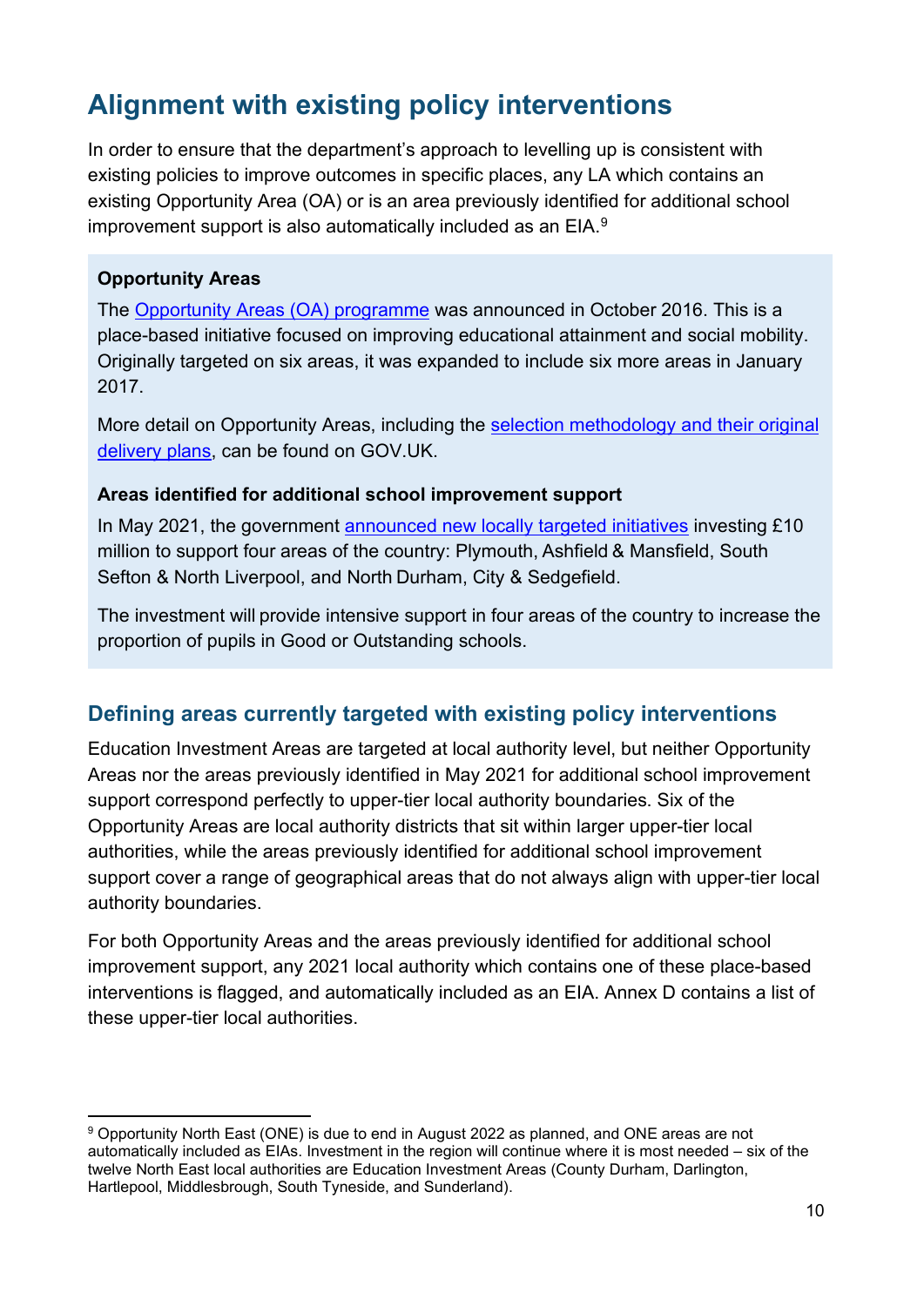## Alignment with existing policy interventions

In order to ensure that the department's approach to levelling up is consistent with existing policies to improve outcomes in specific places, any LA which contains an existing Opportunity Area (OA) or is an area previously identified for additional school improvement support is also automatically included as an EIA.[9]

**Opportunity Areas**

The Opportunity Areas (OA) programme was announced in October 2016. This is a place-based initiative focused on improving educational attainment and social mobility. Originally targeted on six areas, it was expanded to include six more areas in January 2017.

More detail on Opportunity Areas, including the selection methodology and their original delivery plans, can be found on GOV.UK.

**Areas identified for additional school improvement support**

In May 2021, the government announced new locally targeted initiatives investing £10 million to support four areas of the country: Plymouth, Ashfield & Mansfield, South Sefton & North Liverpool, and North Durham, City & Sedgefield.

The investment will provide intensive support in four areas of the country to increase the proportion of pupils in Good or Outstanding schools.

### Defining areas currently targeted with existing policy interventions

Education Investment Areas are targeted at local authority level, but neither Opportunity Areas nor the areas previously identified in May 2021 for additional school improvement support correspond perfectly to upper-tier local authority boundaries. Six of the Opportunity Areas are local authority districts that sit within larger upper-tier local authorities, while the areas previously identified for additional school improvement support cover a range of geographical areas that do not always align with upper-tier local authority boundaries.

For both Opportunity Areas and the areas previously identified for additional school improvement support, any 2021 local authority which contains one of these place-based interventions is flagged, and automatically included as an EIA. Annex D contains a list of these upper-tier local authorities.

---

[9] Opportunity North East (ONE) is due to end in August 2022 as planned, and ONE areas are not automatically included as EIAs. Investment in the region will continue where it is most needed – six of the twelve North East local authorities are Education Investment Areas (County Durham, Darlington, Hartlepool, Middlesbrough, South Tyneside, and Sunderland).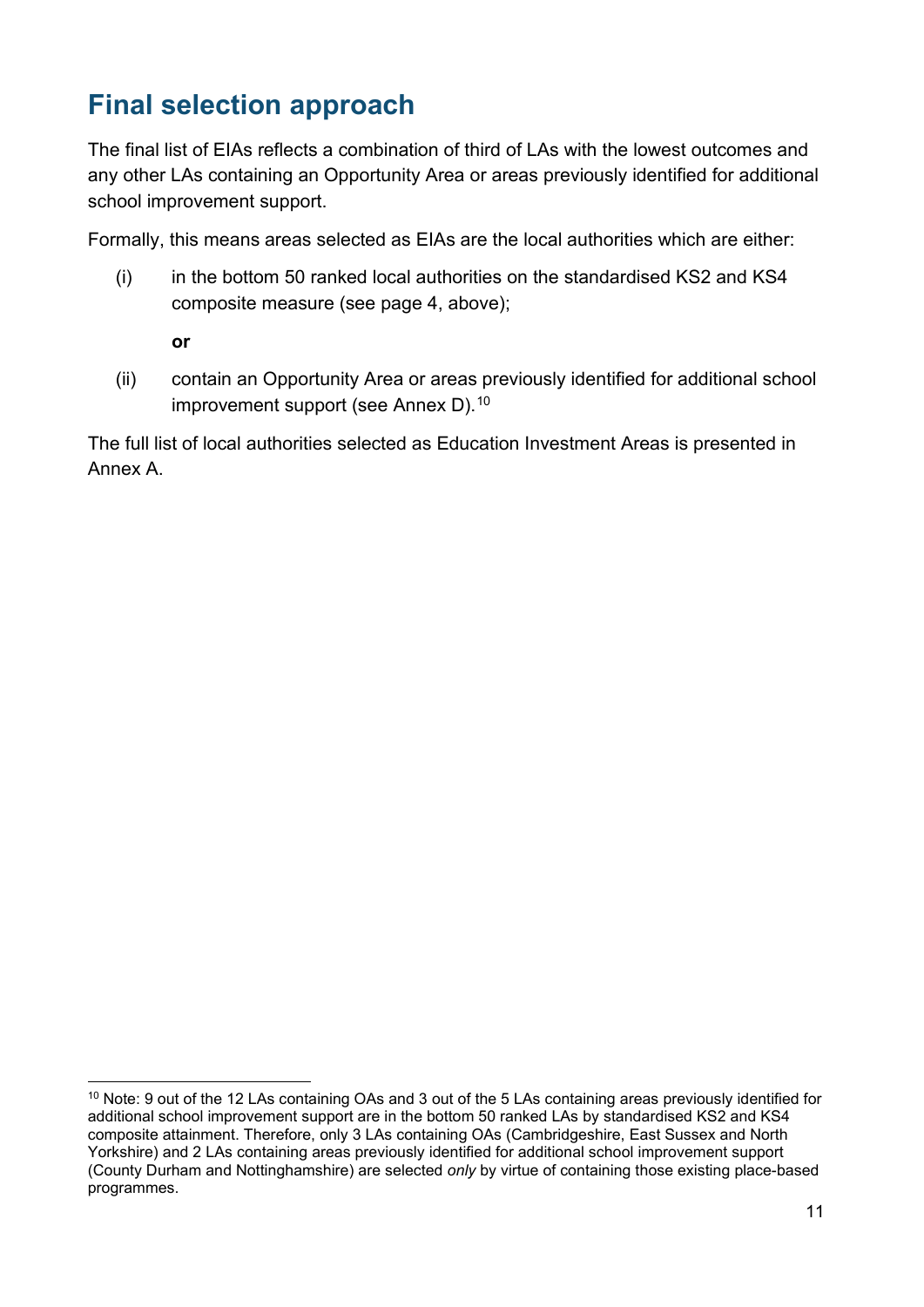## Final selection approach

The final list of EIAs reflects a combination of third of LAs with the lowest outcomes and any other LAs containing an Opportunity Area or areas previously identified for additional school improvement support.

Formally, this means areas selected as EIAs are the local authorities which are either:

(i) in the bottom 50 ranked local authorities on the standardised KS2 and KS4 composite measure (see page 4, above);

**or**

(ii) contain an Opportunity Area or areas previously identified for additional school improvement support (see Annex D).[10]

The full list of local authorities selected as Education Investment Areas is presented in Annex A.

---

[10] Note: 9 out of the 12 LAs containing OAs and 3 out of the 5 LAs containing areas previously identified for additional school improvement support are in the bottom 50 ranked LAs by standardised KS2 and KS4 composite attainment. Therefore, only 3 LAs containing OAs (Cambridgeshire, East Sussex and North Yorkshire) and 2 LAs containing areas previously identified for additional school improvement support (County Durham and Nottinghamshire) are selected *only* by virtue of containing those existing place-based programmes.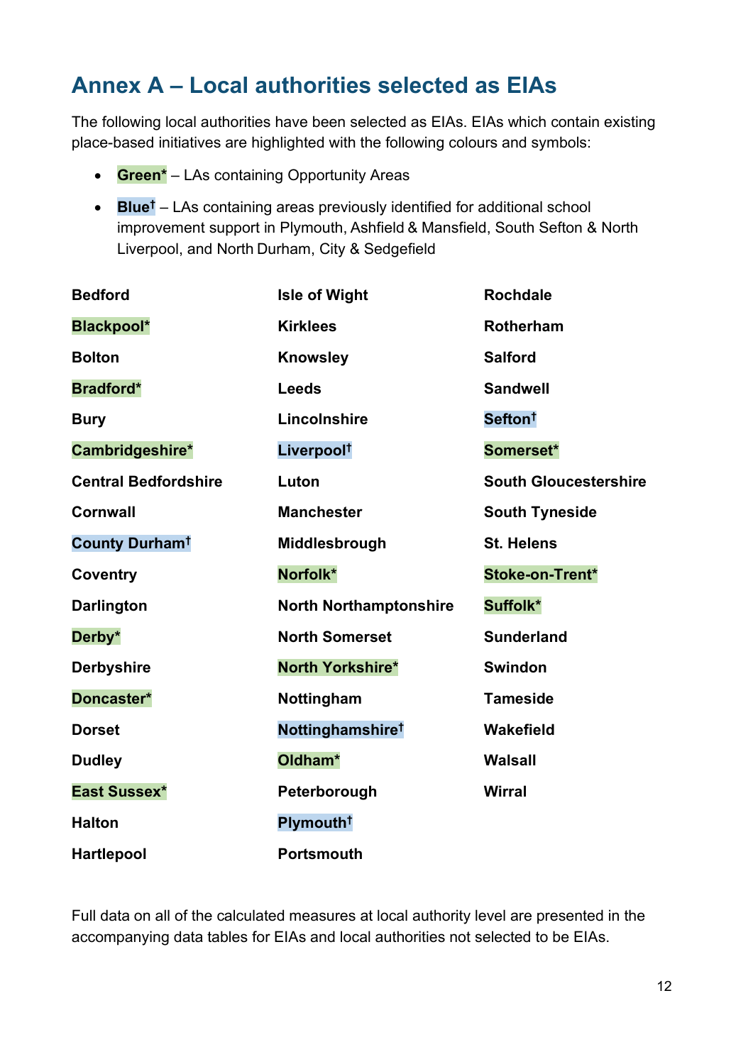## Annex A – Local authorities selected as EIAs

The following local authorities have been selected as EIAs. EIAs which contain existing place-based initiatives are highlighted with the following colours and symbols:

- **Green*** – LAs containing Opportunity Areas
- **Blue†** – LAs containing areas previously identified for additional school improvement support in Plymouth, Ashfield & Mansfield, South Sefton & North Liverpool, and North Durham, City & Sedgefield

**Bedford**
**Blackpool***
**Bolton**
**Bradford***
**Bury**
**Cambridgeshire***
**Central Bedfordshire**
**Cornwall**
**County Durham†**
**Coventry**
**Darlington**
**Derby***
**Derbyshire**
**Doncaster***
**Dorset**
**Dudley**
**East Sussex***
**Halton**
**Hartlepool**
**Isle of Wight**
**Kirklees**
**Knowsley**
**Leeds**
**Lincolnshire**
**Liverpool†**
**Luton**
**Manchester**
**Middlesbrough**
**Norfolk***
**North Northamptonshire**
**North Somerset**
**North Yorkshire***
**Nottingham**
**Nottinghamshire†**
**Oldham***
**Peterborough**
**Plymouth†**
**Portsmouth**
**Rochdale**
**Rotherham**
**Salford**
**Sandwell**
**Sefton†**
**Somerset***
**South Gloucestershire**
**South Tyneside**
**St. Helens**
**Stoke-on-Trent***
**Suffolk***
**Sunderland**
**Swindon**
**Tameside**
**Wakefield**
**Walsall**
**Wirral**

Full data on all of the calculated measures at local authority level are presented in the accompanying data tables for EIAs and local authorities not selected to be EIAs.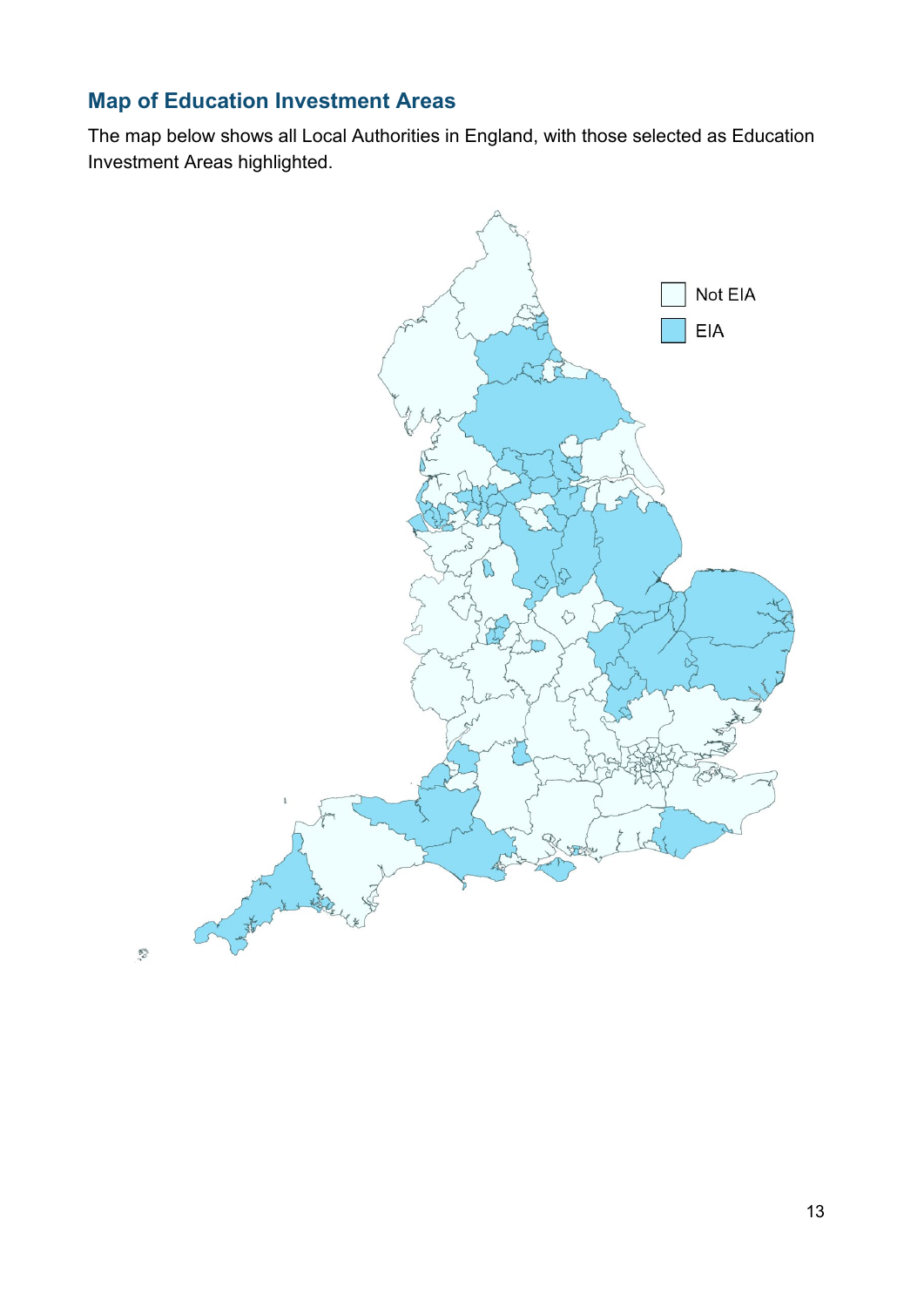## Map of Education Investment Areas

The map below shows all Local Authorities in England, with those selected as Education Investment Areas highlighted.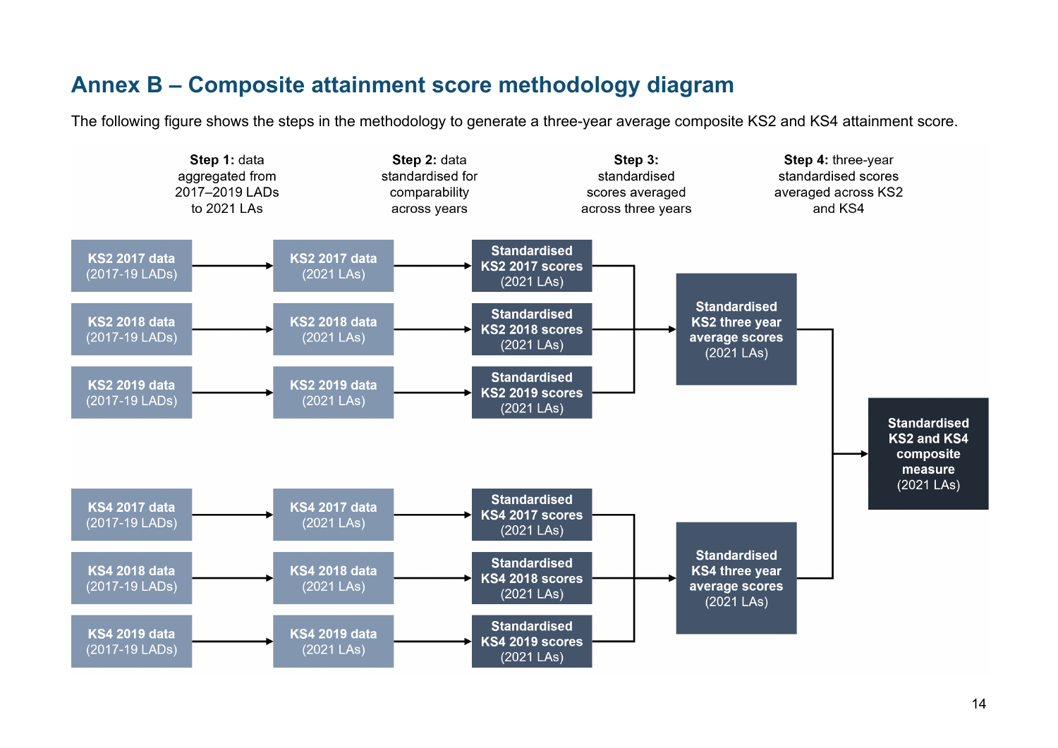## Annex B – Composite attainment score methodology diagram

The following figure shows the steps in the methodology to generate a three-year average composite KS2 and KS4 attainment score.

**Step 1:** data aggregated from 2017–2019 LADs to 2021 LAs

**Step 2:** data standardised for comparability across years

**Step 3:** standardised scores averaged across three years

**Step 4:** three-year standardised scores averaged across KS2 and KS4

| Step 1 | Step 2 | Step 3 | | Step 4 |
|---|---|---|---|---|
| KS2 2017 data (2017-19 LADs) → | KS2 2017 data (2021 LAs) → | Standardised KS2 2017 scores (2021 LAs) → | Standardised KS2 three year average scores (2021 LAs) → | Standardised KS2 and KS4 composite measure (2021 LAs) |
| KS2 2018 data (2017-19 LADs) → | KS2 2018 data (2021 LAs) → | Standardised KS2 2018 scores (2021 LAs) → | | |
| KS2 2019 data (2017-19 LADs) → | KS2 2019 data (2021 LAs) → | Standardised KS2 2019 scores (2021 LAs) → | | |
| KS4 2017 data (2017-19 LADs) → | KS4 2017 data (2021 LAs) → | Standardised KS4 2017 scores (2021 LAs) → | Standardised KS4 three year average scores (2021 LAs) → | |
| KS4 2018 data (2017-19 LADs) → | KS4 2018 data (2021 LAs) → | Standardised KS4 2018 scores (2021 LAs) → | | |
| KS4 2019 data (2017-19 LADs) → | KS4 2019 data (2021 LAs) → | Standardised KS4 2019 scores (2021 LAs) → | | |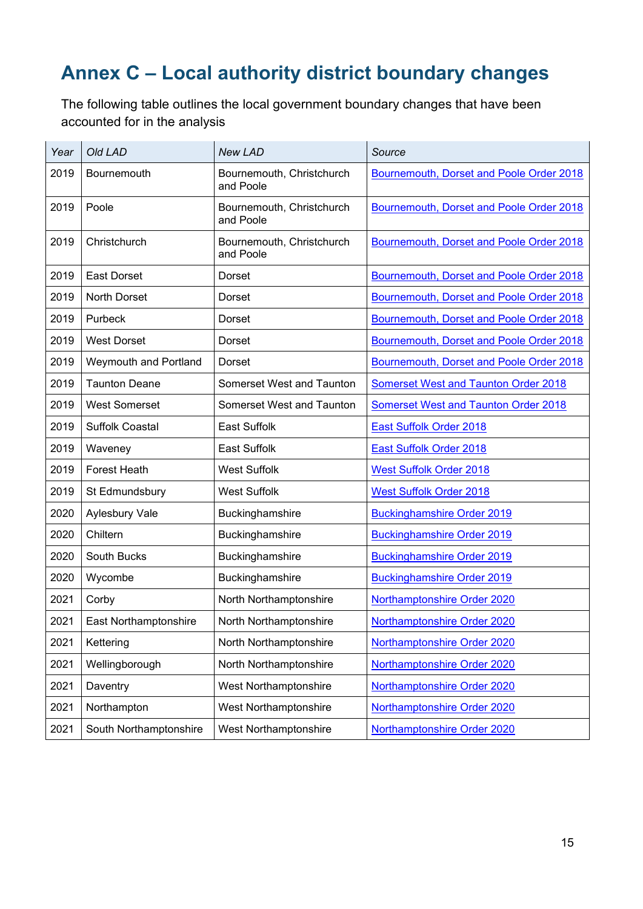# Annex C – Local authority district boundary changes

The following table outlines the local government boundary changes that have been accounted for in the analysis

| *Year* | *Old LAD* | *New LAD* | *Source* |
|---|---|---|---|
| 2019 | Bournemouth | Bournemouth, Christchurch and Poole | Bournemouth, Dorset and Poole Order 2018 |
| 2019 | Poole | Bournemouth, Christchurch and Poole | Bournemouth, Dorset and Poole Order 2018 |
| 2019 | Christchurch | Bournemouth, Christchurch and Poole | Bournemouth, Dorset and Poole Order 2018 |
| 2019 | East Dorset | Dorset | Bournemouth, Dorset and Poole Order 2018 |
| 2019 | North Dorset | Dorset | Bournemouth, Dorset and Poole Order 2018 |
| 2019 | Purbeck | Dorset | Bournemouth, Dorset and Poole Order 2018 |
| 2019 | West Dorset | Dorset | Bournemouth, Dorset and Poole Order 2018 |
| 2019 | Weymouth and Portland | Dorset | Bournemouth, Dorset and Poole Order 2018 |
| 2019 | Taunton Deane | Somerset West and Taunton | Somerset West and Taunton Order 2018 |
| 2019 | West Somerset | Somerset West and Taunton | Somerset West and Taunton Order 2018 |
| 2019 | Suffolk Coastal | East Suffolk | East Suffolk Order 2018 |
| 2019 | Waveney | East Suffolk | East Suffolk Order 2018 |
| 2019 | Forest Heath | West Suffolk | West Suffolk Order 2018 |
| 2019 | St Edmundsbury | West Suffolk | West Suffolk Order 2018 |
| 2020 | Aylesbury Vale | Buckinghamshire | Buckinghamshire Order 2019 |
| 2020 | Chiltern | Buckinghamshire | Buckinghamshire Order 2019 |
| 2020 | South Bucks | Buckinghamshire | Buckinghamshire Order 2019 |
| 2020 | Wycombe | Buckinghamshire | Buckinghamshire Order 2019 |
| 2021 | Corby | North Northamptonshire | Northamptonshire Order 2020 |
| 2021 | East Northamptonshire | North Northamptonshire | Northamptonshire Order 2020 |
| 2021 | Kettering | North Northamptonshire | Northamptonshire Order 2020 |
| 2021 | Wellingborough | North Northamptonshire | Northamptonshire Order 2020 |
| 2021 | Daventry | West Northamptonshire | Northamptonshire Order 2020 |
| 2021 | Northampton | West Northamptonshire | Northamptonshire Order 2020 |
| 2021 | South Northamptonshire | West Northamptonshire | Northamptonshire Order 2020 |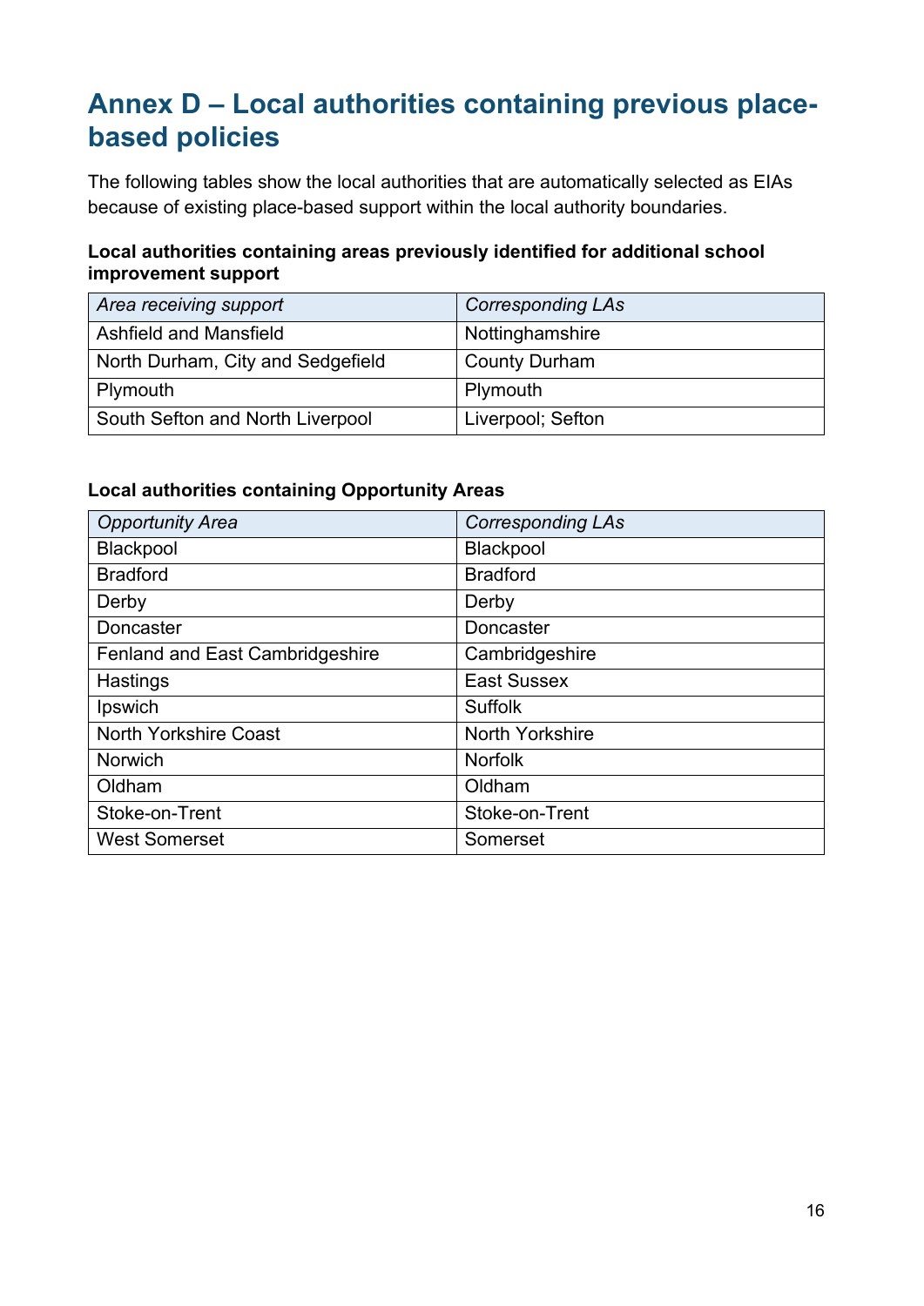# Annex D – Local authorities containing previous place-based policies

The following tables show the local authorities that are automatically selected as EIAs because of existing place-based support within the local authority boundaries.

**Local authorities containing areas previously identified for additional school improvement support**

| *Area receiving support* | *Corresponding LAs* |
| --- | --- |
| Ashfield and Mansfield | Nottinghamshire |
| North Durham, City and Sedgefield | County Durham |
| Plymouth | Plymouth |
| South Sefton and North Liverpool | Liverpool; Sefton |

**Local authorities containing Opportunity Areas**

| *Opportunity Area* | *Corresponding LAs* |
| --- | --- |
| Blackpool | Blackpool |
| Bradford | Bradford |
| Derby | Derby |
| Doncaster | Doncaster |
| Fenland and East Cambridgeshire | Cambridgeshire |
| Hastings | East Sussex |
| Ipswich | Suffolk |
| North Yorkshire Coast | North Yorkshire |
| Norwich | Norfolk |
| Oldham | Oldham |
| Stoke-on-Trent | Stoke-on-Trent |
| West Somerset | Somerset |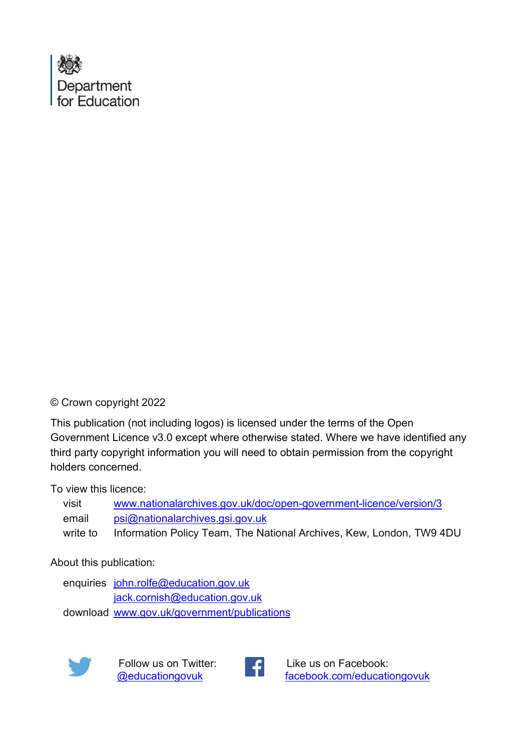Department for Education

© Crown copyright 2022

This publication (not including logos) is licensed under the terms of the Open Government Licence v3.0 except where otherwise stated. Where we have identified any third party copyright information you will need to obtain permission from the copyright holders concerned.

To view this licence:

| | |
|---|---|
| visit | www.nationalarchives.gov.uk/doc/open-government-licence/version/3 |
| email | psi@nationalarchives.gsi.gov.uk |
| write to | Information Policy Team, The National Archives, Kew, London, TW9 4DU |

About this publication:

| | |
|---|---|
| enquiries | john.rolfe@education.gov.uk |
| | jack.cornish@education.gov.uk |
| download | www.gov.uk/government/publications |

Follow us on Twitter: @educationgovuk

Like us on Facebook: facebook.com/educationgovuk